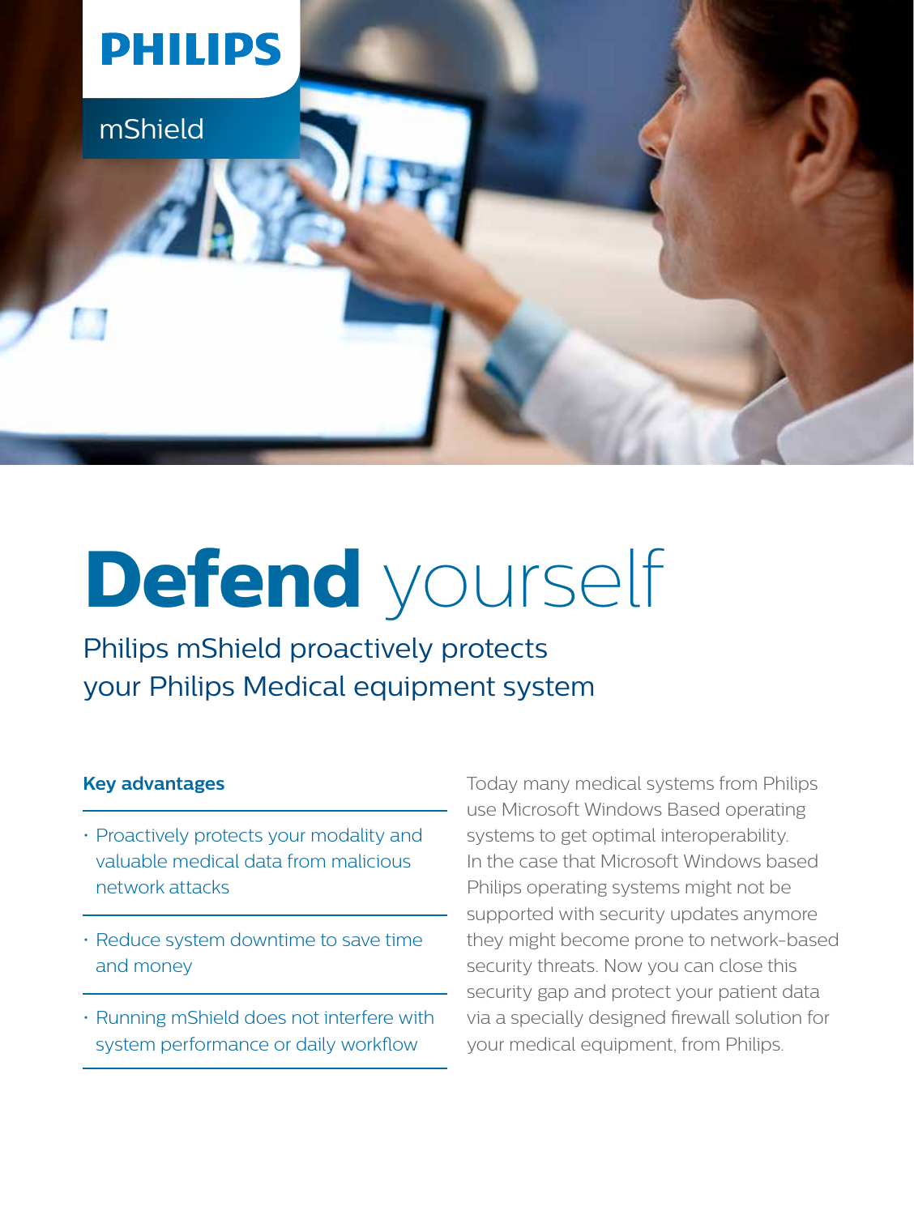**PHILIPS**

mShield

# **Defend** yourself

## Philips mShield proactively protects your Philips Medical equipment system

### Key advantages

- Proactively protects your modality and valuable medical data from malicious network attacks
- Reduce system downtime to save time and money
- Running mShield does not interfere with system performance or daily workflow

Today many medical systems from Philips use Microsoft Windows Based operating systems to get optimal interoperability. In the case that Microsoft Windows based Philips operating systems might not be supported with security updates anymore they might become prone to network-based security threats. Now you can close this security gap and protect your patient data via a specially designed firewall solution for your medical equipment, from Philips.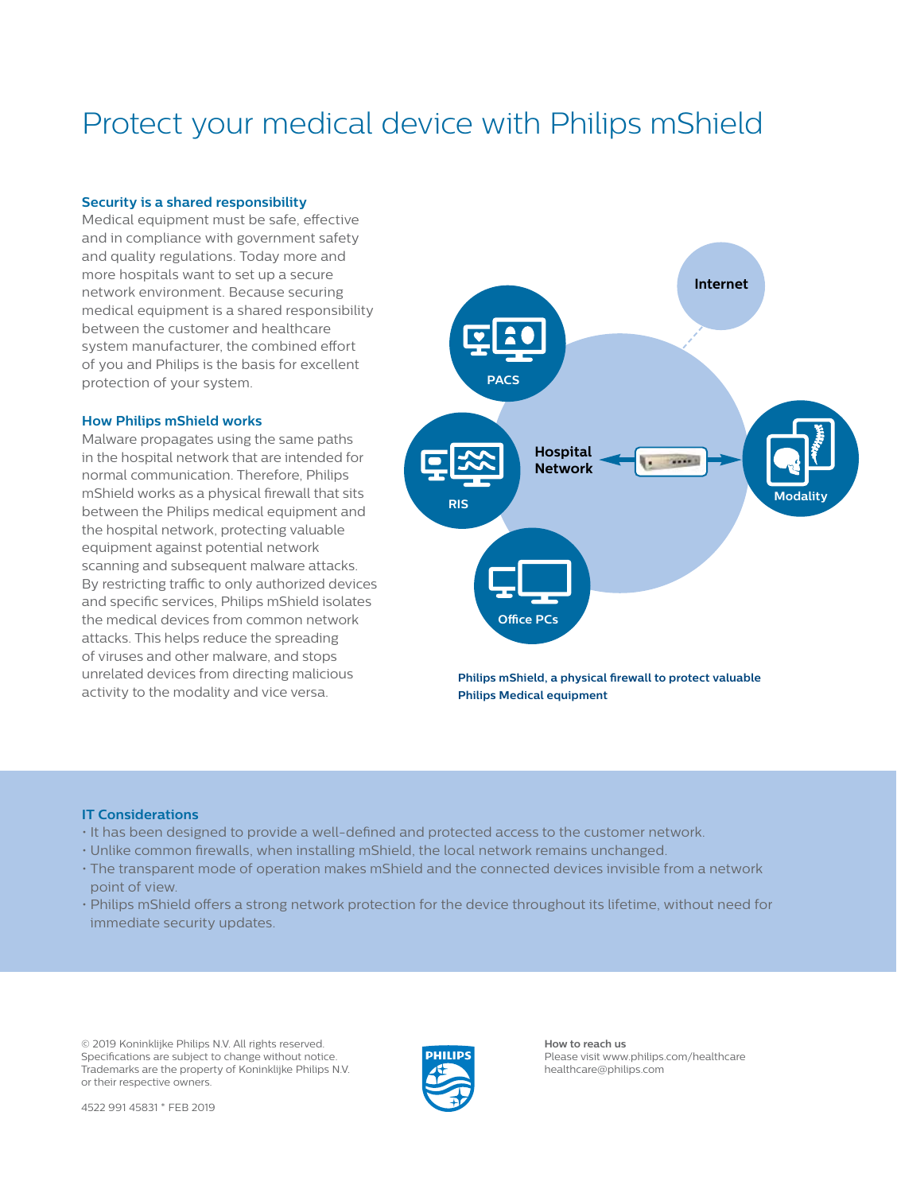# Protect your medical device with Philips mShield

### Security is a shared responsibility

Medical equipment must be safe, effective and in compliance with government safety and quality regulations. Today more and more hospitals want to set up a secure network environment. Because securing medical equipment is a shared responsibility between the customer and healthcare system manufacturer, the combined effort of you and Philips is the basis for excellent protection of your system.

### How Philips mShield works

Malware propagates using the same paths in the hospital network that are intended for normal communication. Therefore, Philips mShield works as a physical firewall that sits between the Philips medical equipment and the hospital network, protecting valuable equipment against potential network scanning and subsequent malware attacks. By restricting traffic to only authorized devices and specific services, Philips mShield isolates the medical devices from common network attacks. This helps reduce the spreading of viruses and other malware, and stops unrelated devices from directing malicious activity to the modality and vice versa.

Internet

PACS

RIS

Hospital Network

Modality

Office PCs

**Philips mShield, a physical firewall to protect valuable Philips Medical equipment**

### IT Considerations

- It has been designed to provide a well-defined and protected access to the customer network.
- Unlike common firewalls, when installing mShield, the local network remains unchanged.
- The transparent mode of operation makes mShield and the connected devices invisible from a network point of view.
- Philips mShield offers a strong network protection for the device throughout its lifetime, without need for immediate security updates.

© 2019 Koninklijke Philips N.V. All rights reserved.
Specifications are subject to change without notice.
Trademarks are the property of Koninklijke Philips N.V. or their respective owners.

4522 991 45831 * FEB 2019

PHILIPS

**How to reach us**
Please visit www.philips.com/healthcare
healthcare@philips.com